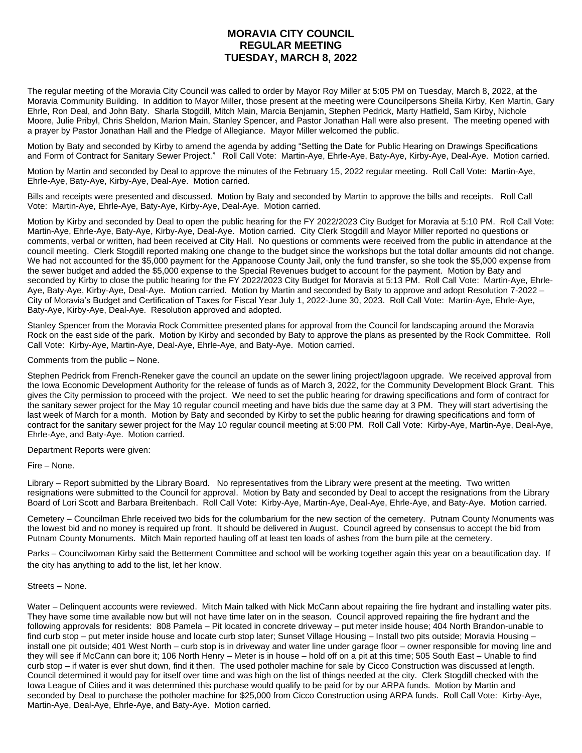# MORAVIA CITY COUNCIL
# REGULAR MEETING
# TUESDAY, MARCH 8, 2022

The regular meeting of the Moravia City Council was called to order by Mayor Roy Miller at 5:05 PM on Tuesday, March 8, 2022, at the Moravia Community Building. In addition to Mayor Miller, those present at the meeting were Councilpersons Sheila Kirby, Ken Martin, Gary Ehrle, Ron Deal, and John Baty. Sharla Stogdill, Mitch Main, Marcia Benjamin, Stephen Pedrick, Marty Hatfield, Sam Kirby, Nichole Moore, Julie Pribyl, Chris Sheldon, Marion Main, Stanley Spencer, and Pastor Jonathan Hall were also present. The meeting opened with a prayer by Pastor Jonathan Hall and the Pledge of Allegiance. Mayor Miller welcomed the public.

Motion by Baty and seconded by Kirby to amend the agenda by adding "Setting the Date for Public Hearing on Drawings Specifications and Form of Contract for Sanitary Sewer Project." Roll Call Vote: Martin-Aye, Ehrle-Aye, Baty-Aye, Kirby-Aye, Deal-Aye. Motion carried.

Motion by Martin and seconded by Deal to approve the minutes of the February 15, 2022 regular meeting. Roll Call Vote: Martin-Aye, Ehrle-Aye, Baty-Aye, Kirby-Aye, Deal-Aye. Motion carried.

Bills and receipts were presented and discussed. Motion by Baty and seconded by Martin to approve the bills and receipts. Roll Call Vote: Martin-Aye, Ehrle-Aye, Baty-Aye, Kirby-Aye, Deal-Aye. Motion carried.

Motion by Kirby and seconded by Deal to open the public hearing for the FY 2022/2023 City Budget for Moravia at 5:10 PM. Roll Call Vote: Martin-Aye, Ehrle-Aye, Baty-Aye, Kirby-Aye, Deal-Aye. Motion carried. City Clerk Stogdill and Mayor Miller reported no questions or comments, verbal or written, had been received at City Hall. No questions or comments were received from the public in attendance at the council meeting. Clerk Stogdill reported making one change to the budget since the workshops but the total dollar amounts did not change. We had not accounted for the $5,000 payment for the Appanoose County Jail, only the fund transfer, so she took the $5,000 expense from the sewer budget and added the $5,000 expense to the Special Revenues budget to account for the payment. Motion by Baty and seconded by Kirby to close the public hearing for the FY 2022/2023 City Budget for Moravia at 5:13 PM. Roll Call Vote: Martin-Aye, Ehrle-Aye, Baty-Aye, Kirby-Aye, Deal-Aye. Motion carried. Motion by Martin and seconded by Baty to approve and adopt Resolution 7-2022 – City of Moravia's Budget and Certification of Taxes for Fiscal Year July 1, 2022-June 30, 2023. Roll Call Vote: Martin-Aye, Ehrle-Aye, Baty-Aye, Kirby-Aye, Deal-Aye. Resolution approved and adopted.

Stanley Spencer from the Moravia Rock Committee presented plans for approval from the Council for landscaping around the Moravia Rock on the east side of the park. Motion by Kirby and seconded by Baty to approve the plans as presented by the Rock Committee. Roll Call Vote: Kirby-Aye, Martin-Aye, Deal-Aye, Ehrle-Aye, and Baty-Aye. Motion carried.

Comments from the public – None.

Stephen Pedrick from French-Reneker gave the council an update on the sewer lining project/lagoon upgrade. We received approval from the Iowa Economic Development Authority for the release of funds as of March 3, 2022, for the Community Development Block Grant. This gives the City permission to proceed with the project. We need to set the public hearing for drawing specifications and form of contract for the sanitary sewer project for the May 10 regular council meeting and have bids due the same day at 3 PM. They will start advertising the last week of March for a month. Motion by Baty and seconded by Kirby to set the public hearing for drawing specifications and form of contract for the sanitary sewer project for the May 10 regular council meeting at 5:00 PM. Roll Call Vote: Kirby-Aye, Martin-Aye, Deal-Aye, Ehrle-Aye, and Baty-Aye. Motion carried.

Department Reports were given:

Fire – None.

Library – Report submitted by the Library Board. No representatives from the Library were present at the meeting. Two written resignations were submitted to the Council for approval. Motion by Baty and seconded by Deal to accept the resignations from the Library Board of Lori Scott and Barbara Breitenbach. Roll Call Vote: Kirby-Aye, Martin-Aye, Deal-Aye, Ehrle-Aye, and Baty-Aye. Motion carried.

Cemetery – Councilman Ehrle received two bids for the columbarium for the new section of the cemetery. Putnam County Monuments was the lowest bid and no money is required up front. It should be delivered in August. Council agreed by consensus to accept the bid from Putnam County Monuments. Mitch Main reported hauling off at least ten loads of ashes from the burn pile at the cemetery.

Parks – Councilwoman Kirby said the Betterment Committee and school will be working together again this year on a beautification day. If the city has anything to add to the list, let her know.

Streets – None.

Water – Delinquent accounts were reviewed. Mitch Main talked with Nick McCann about repairing the fire hydrant and installing water pits. They have some time available now but will not have time later on in the season. Council approved repairing the fire hydrant and the following approvals for residents: 808 Pamela – Pit located in concrete driveway – put meter inside house; 404 North Brandon-unable to find curb stop – put meter inside house and locate curb stop later; Sunset Village Housing – Install two pits outside; Moravia Housing – install one pit outside; 401 West North – curb stop is in driveway and water line under garage floor – owner responsible for moving line and they will see if McCann can bore it; 106 North Henry – Meter is in house – hold off on a pit at this time; 505 South East – Unable to find curb stop – if water is ever shut down, find it then. The used potholer machine for sale by Cicco Construction was discussed at length. Council determined it would pay for itself over time and was high on the list of things needed at the city. Clerk Stogdill checked with the Iowa League of Cities and it was determined this purchase would qualify to be paid for by our ARPA funds. Motion by Martin and seconded by Deal to purchase the potholer machine for $25,000 from Cicco Construction using ARPA funds. Roll Call Vote: Kirby-Aye, Martin-Aye, Deal-Aye, Ehrle-Aye, and Baty-Aye. Motion carried.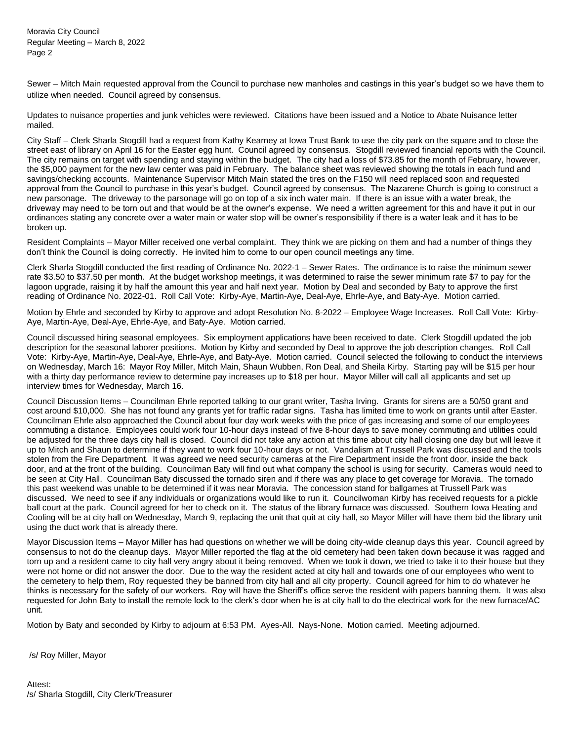Sewer – Mitch Main requested approval from the Council to purchase new manholes and castings in this year's budget so we have them to utilize when needed. Council agreed by consensus.

Updates to nuisance properties and junk vehicles were reviewed. Citations have been issued and a Notice to Abate Nuisance letter mailed.

City Staff – Clerk Sharla Stogdill had a request from Kathy Kearney at Iowa Trust Bank to use the city park on the square and to close the street east of library on April 16 for the Easter egg hunt. Council agreed by consensus. Stogdill reviewed financial reports with the Council. The city remains on target with spending and staying within the budget. The city had a loss of $73.85 for the month of February, however, the $5,000 payment for the new law center was paid in February. The balance sheet was reviewed showing the totals in each fund and savings/checking accounts. Maintenance Supervisor Mitch Main stated the tires on the F150 will need replaced soon and requested approval from the Council to purchase in this year's budget. Council agreed by consensus. The Nazarene Church is going to construct a new parsonage. The driveway to the parsonage will go on top of a six inch water main. If there is an issue with a water break, the driveway may need to be torn out and that would be at the owner's expense. We need a written agreement for this and have it put in our ordinances stating any concrete over a water main or water stop will be owner's responsibility if there is a water leak and it has to be broken up.

Resident Complaints – Mayor Miller received one verbal complaint. They think we are picking on them and had a number of things they don't think the Council is doing correctly. He invited him to come to our open council meetings any time.

Clerk Sharla Stogdill conducted the first reading of Ordinance No. 2022-1 – Sewer Rates. The ordinance is to raise the minimum sewer rate $3.50 to $37.50 per month. At the budget workshop meetings, it was determined to raise the sewer minimum rate $7 to pay for the lagoon upgrade, raising it by half the amount this year and half next year. Motion by Deal and seconded by Baty to approve the first reading of Ordinance No. 2022-01. Roll Call Vote: Kirby-Aye, Martin-Aye, Deal-Aye, Ehrle-Aye, and Baty-Aye. Motion carried.

Motion by Ehrle and seconded by Kirby to approve and adopt Resolution No. 8-2022 – Employee Wage Increases. Roll Call Vote: Kirby-Aye, Martin-Aye, Deal-Aye, Ehrle-Aye, and Baty-Aye. Motion carried.

Council discussed hiring seasonal employees. Six employment applications have been received to date. Clerk Stogdill updated the job description for the seasonal laborer positions. Motion by Kirby and seconded by Deal to approve the job description changes. Roll Call Vote: Kirby-Aye, Martin-Aye, Deal-Aye, Ehrle-Aye, and Baty-Aye. Motion carried. Council selected the following to conduct the interviews on Wednesday, March 16: Mayor Roy Miller, Mitch Main, Shaun Wubben, Ron Deal, and Sheila Kirby. Starting pay will be $15 per hour with a thirty day performance review to determine pay increases up to $18 per hour. Mayor Miller will call all applicants and set up interview times for Wednesday, March 16.

Council Discussion Items – Councilman Ehrle reported talking to our grant writer, Tasha Irving. Grants for sirens are a 50/50 grant and cost around $10,000. She has not found any grants yet for traffic radar signs. Tasha has limited time to work on grants until after Easter. Councilman Ehrle also approached the Council about four day work weeks with the price of gas increasing and some of our employees commuting a distance. Employees could work four 10-hour days instead of five 8-hour days to save money commuting and utilities could be adjusted for the three days city hall is closed. Council did not take any action at this time about city hall closing one day but will leave it up to Mitch and Shaun to determine if they want to work four 10-hour days or not. Vandalism at Trussell Park was discussed and the tools stolen from the Fire Department. It was agreed we need security cameras at the Fire Department inside the front door, inside the back door, and at the front of the building. Councilman Baty will find out what company the school is using for security. Cameras would need to be seen at City Hall. Councilman Baty discussed the tornado siren and if there was any place to get coverage for Moravia. The tornado this past weekend was unable to be determined if it was near Moravia. The concession stand for ballgames at Trussell Park was discussed. We need to see if any individuals or organizations would like to run it. Councilwoman Kirby has received requests for a pickle ball court at the park. Council agreed for her to check on it. The status of the library furnace was discussed. Southern Iowa Heating and Cooling will be at city hall on Wednesday, March 9, replacing the unit that quit at city hall, so Mayor Miller will have them bid the library unit using the duct work that is already there.

Mayor Discussion Items – Mayor Miller has had questions on whether we will be doing city-wide cleanup days this year. Council agreed by consensus to not do the cleanup days. Mayor Miller reported the flag at the old cemetery had been taken down because it was ragged and torn up and a resident came to city hall very angry about it being removed. When we took it down, we tried to take it to their house but they were not home or did not answer the door. Due to the way the resident acted at city hall and towards one of our employees who went to the cemetery to help them, Roy requested they be banned from city hall and all city property. Council agreed for him to do whatever he thinks is necessary for the safety of our workers. Roy will have the Sheriff's office serve the resident with papers banning them. It was also requested for John Baty to install the remote lock to the clerk's door when he is at city hall to do the electrical work for the new furnace/AC unit.

Motion by Baty and seconded by Kirby to adjourn at 6:53 PM. Ayes-All. Nays-None. Motion carried. Meeting adjourned.

/s/ Roy Miller, Mayor

Attest:
/s/ Sharla Stogdill, City Clerk/Treasurer